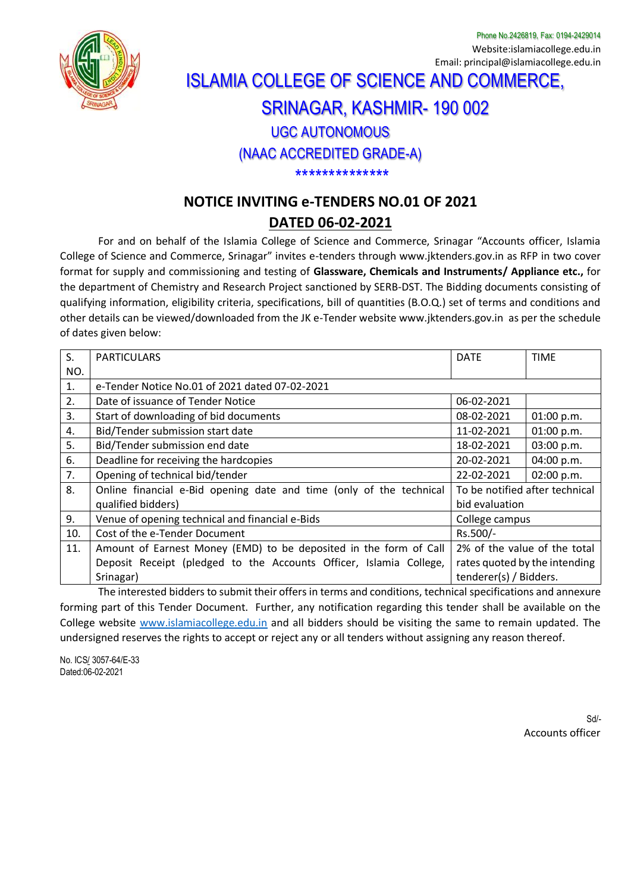Phone No.2426819, Fax: 0194-2429014
Website:islamiacollege.edu.in
Email: principal@islamiacollege.edu.in

# ISLAMIA COLLEGE OF SCIENCE AND COMMERCE, SRINAGAR, KASHMIR- 190 002

## UGC AUTONOMOUS

## (NAAC ACCREDITED GRADE-A)

**************

## NOTICE INVITING e-TENDERS NO.01 OF 2021

## DATED 06-02-2021

For and on behalf of the Islamia College of Science and Commerce, Srinagar "Accounts officer, Islamia College of Science and Commerce, Srinagar" invites e-tenders through www.jktenders.gov.in as RFP in two cover format for supply and commissioning and testing of **Glassware, Chemicals and Instruments/ Appliance etc.,** for the department of Chemistry and Research Project sanctioned by SERB-DST. The Bidding documents consisting of qualifying information, eligibility criteria, specifications, bill of quantities (B.O.Q.) set of terms and conditions and other details can be viewed/downloaded from the JK e-Tender website www.jktenders.gov.in as per the schedule of dates given below:

| S. NO. | PARTICULARS | DATE | TIME |
|---|---|---|---|
| 1. | e-Tender Notice No.01 of 2021 dated 07-02-2021 | | |
| 2. | Date of issuance of Tender Notice | 06-02-2021 | |
| 3. | Start of downloading of bid documents | 08-02-2021 | 01:00 p.m. |
| 4. | Bid/Tender submission start date | 11-02-2021 | 01:00 p.m. |
| 5. | Bid/Tender submission end date | 18-02-2021 | 03:00 p.m. |
| 6. | Deadline for receiving the hardcopies | 20-02-2021 | 04:00 p.m. |
| 7. | Opening of technical bid/tender | 22-02-2021 | 02:00 p.m. |
| 8. | Online financial e-Bid opening date and time (only of the technical qualified bidders) | To be notified after technical bid evaluation | |
| 9. | Venue of opening technical and financial e-Bids | College campus | |
| 10. | Cost of the e-Tender Document | Rs.500/- | |
| 11. | Amount of Earnest Money (EMD) to be deposited in the form of Call Deposit Receipt (pledged to the Accounts Officer, Islamia College, Srinagar) | 2% of the value of the total rates quoted by the intending tenderer(s) / Bidders. | |

The interested bidders to submit their offers in terms and conditions, technical specifications and annexure forming part of this Tender Document. Further, any notification regarding this tender shall be available on the College website www.islamiacollege.edu.in and all bidders should be visiting the same to remain updated. The undersigned reserves the rights to accept or reject any or all tenders without assigning any reason thereof.

No. ICS/ 3057-64/E-33
Dated:06-02-2021

Sd/-
Accounts officer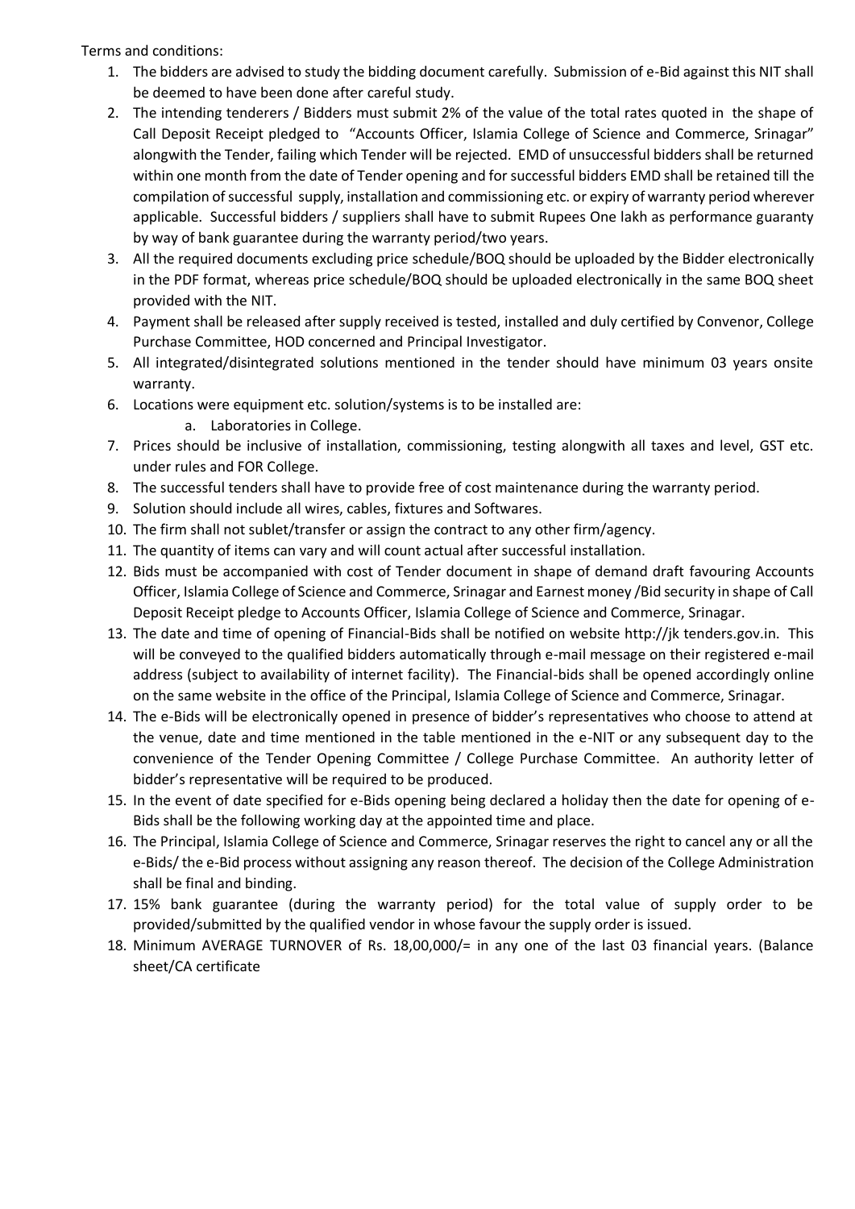Terms and conditions:

1. The bidders are advised to study the bidding document carefully. Submission of e-Bid against this NIT shall be deemed to have been done after careful study.
2. The intending tenderers / Bidders must submit 2% of the value of the total rates quoted in the shape of Call Deposit Receipt pledged to "Accounts Officer, Islamia College of Science and Commerce, Srinagar" alongwith the Tender, failing which Tender will be rejected. EMD of unsuccessful bidders shall be returned within one month from the date of Tender opening and for successful bidders EMD shall be retained till the compilation of successful supply, installation and commissioning etc. or expiry of warranty period wherever applicable. Successful bidders / suppliers shall have to submit Rupees One lakh as performance guaranty by way of bank guarantee during the warranty period/two years.
3. All the required documents excluding price schedule/BOQ should be uploaded by the Bidder electronically in the PDF format, whereas price schedule/BOQ should be uploaded electronically in the same BOQ sheet provided with the NIT.
4. Payment shall be released after supply received is tested, installed and duly certified by Convenor, College Purchase Committee, HOD concerned and Principal Investigator.
5. All integrated/disintegrated solutions mentioned in the tender should have minimum 03 years onsite warranty.
6. Locations were equipment etc. solution/systems is to be installed are:
   a. Laboratories in College.
7. Prices should be inclusive of installation, commissioning, testing alongwith all taxes and level, GST etc. under rules and FOR College.
8. The successful tenders shall have to provide free of cost maintenance during the warranty period.
9. Solution should include all wires, cables, fixtures and Softwares.
10. The firm shall not sublet/transfer or assign the contract to any other firm/agency.
11. The quantity of items can vary and will count actual after successful installation.
12. Bids must be accompanied with cost of Tender document in shape of demand draft favouring Accounts Officer, Islamia College of Science and Commerce, Srinagar and Earnest money /Bid security in shape of Call Deposit Receipt pledge to Accounts Officer, Islamia College of Science and Commerce, Srinagar.
13. The date and time of opening of Financial-Bids shall be notified on website http://jk tenders.gov.in. This will be conveyed to the qualified bidders automatically through e-mail message on their registered e-mail address (subject to availability of internet facility). The Financial-bids shall be opened accordingly online on the same website in the office of the Principal, Islamia College of Science and Commerce, Srinagar.
14. The e-Bids will be electronically opened in presence of bidder's representatives who choose to attend at the venue, date and time mentioned in the table mentioned in the e-NIT or any subsequent day to the convenience of the Tender Opening Committee / College Purchase Committee. An authority letter of bidder's representative will be required to be produced.
15. In the event of date specified for e-Bids opening being declared a holiday then the date for opening of e-Bids shall be the following working day at the appointed time and place.
16. The Principal, Islamia College of Science and Commerce, Srinagar reserves the right to cancel any or all the e-Bids/ the e-Bid process without assigning any reason thereof. The decision of the College Administration shall be final and binding.
17. 15% bank guarantee (during the warranty period) for the total value of supply order to be provided/submitted by the qualified vendor in whose favour the supply order is issued.
18. Minimum AVERAGE TURNOVER of Rs. 18,00,000/= in any one of the last 03 financial years. (Balance sheet/CA certificate